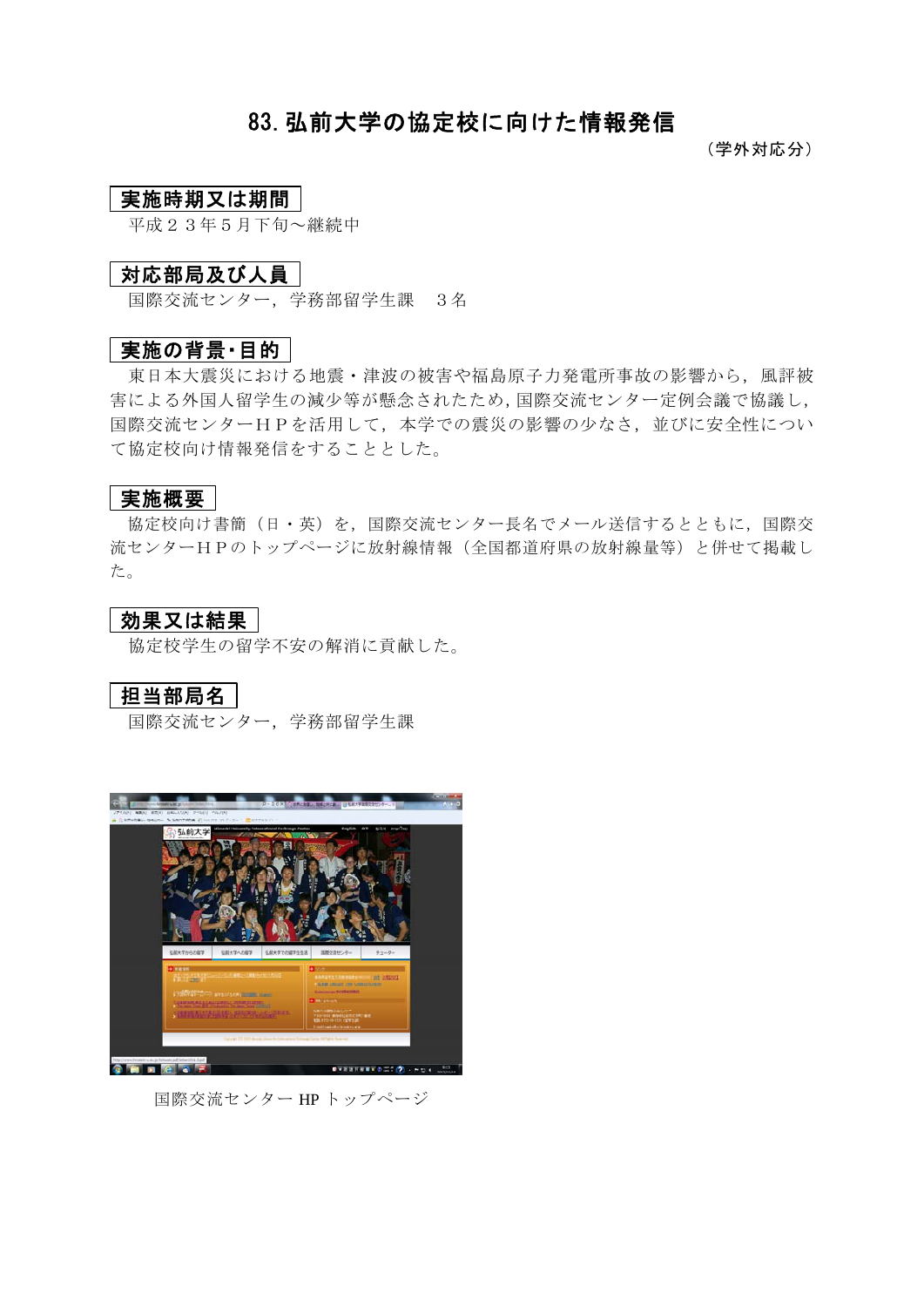# 83. 弘前大学の協定校に向けた情報発信

（学外対応分）

## 実施時期又は期間

平成２３年５月下旬～継続中

## 対応部局及び人員

国際交流センター，学務部留学生課　３名

## 実施の背景・目的

東日本大震災における地震・津波の被害や福島原子力発電所事故の影響から，風評被害による外国人留学生の減少等が懸念されたため，国際交流センター定例会議で協議し，国際交流センターＨＰを活用して，本学での震災の影響の少なさ，並びに安全性について協定校向け情報発信をすることとした。

## 実施概要

協定校向け書簡（日・英）を，国際交流センター長名でメール送信するとともに，国際交流センターＨＰのトップページに放射線情報（全国都道府県の放射線量等）と併せて掲載した。

## 効果又は結果

協定校学生の留学不安の解消に貢献した。

## 担当部局名

国際交流センター，学務部留学生課

国際交流センター HP トップページ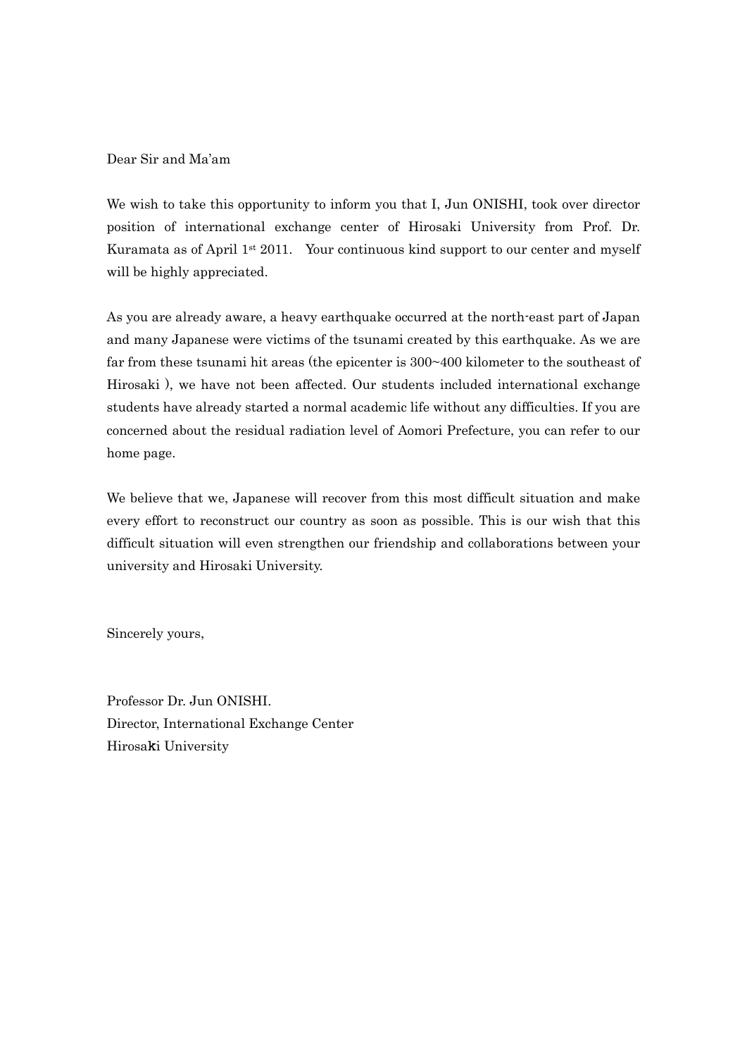Dear Sir and Ma'am

We wish to take this opportunity to inform you that I, Jun ONISHI, took over director position of international exchange center of Hirosaki University from Prof. Dr. Kuramata as of April 1st 2011.  Your continuous kind support to our center and myself will be highly appreciated.

As you are already aware, a heavy earthquake occurred at the north-east part of Japan and many Japanese were victims of the tsunami created by this earthquake. As we are far from these tsunami hit areas (the epicenter is 300~400 kilometer to the southeast of Hirosaki ), we have not been affected. Our students included international exchange students have already started a normal academic life without any difficulties. If you are concerned about the residual radiation level of Aomori Prefecture, you can refer to our home page.

We believe that we, Japanese will recover from this most difficult situation and make every effort to reconstruct our country as soon as possible. This is our wish that this difficult situation will even strengthen our friendship and collaborations between your university and Hirosaki University.

Sincerely yours,

Professor Dr. Jun ONISHI.
Director, International Exchange Center
Hirosaki University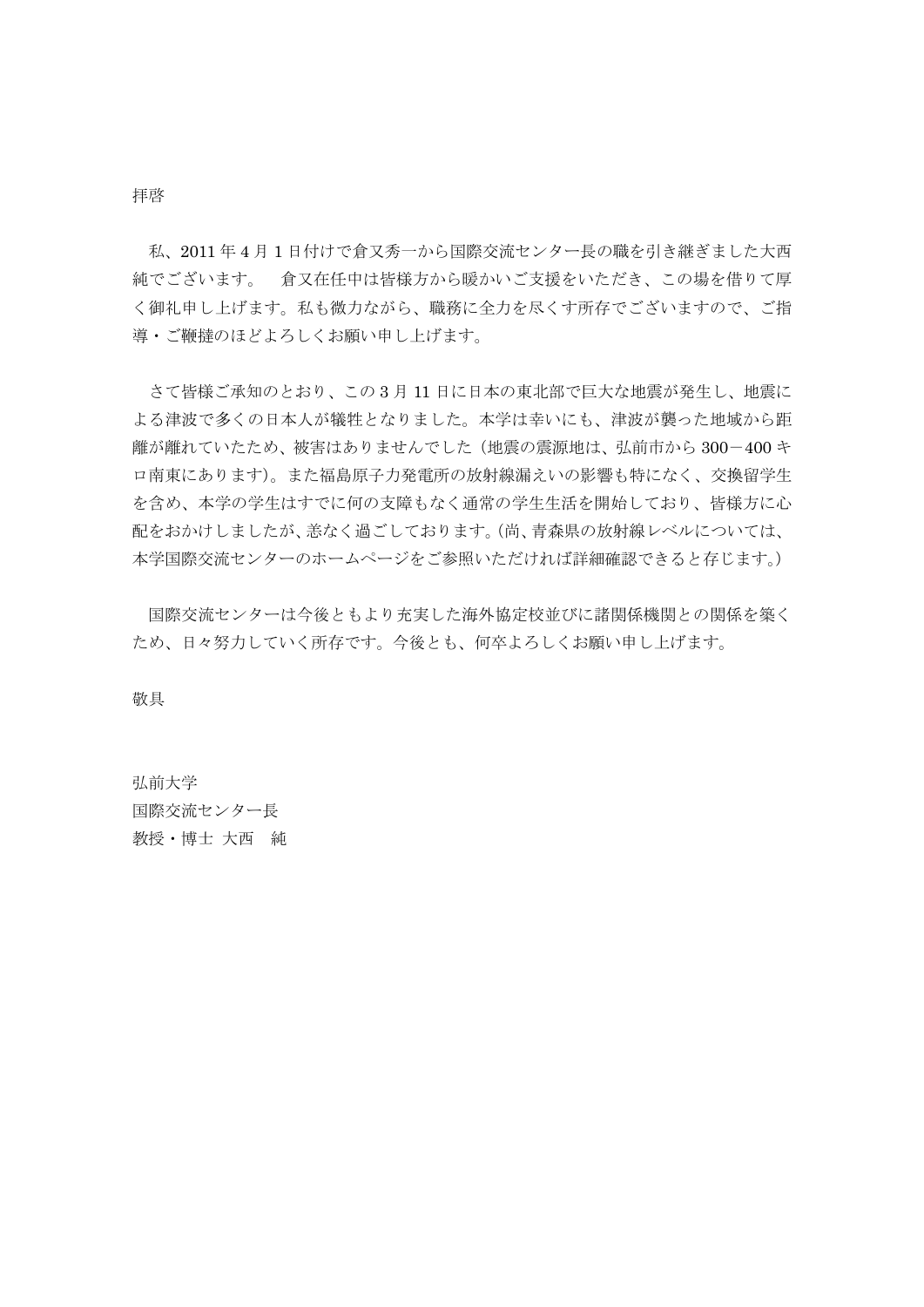拝啓

私、2011 年 4 月 1 日付けで倉又秀一から国際交流センター長の職を引き継ぎました大西純でございます。　倉又在任中は皆様方から暖かいご支援をいただき、この場を借りて厚く御礼申し上げます。私も微力ながら、職務に全力を尽くす所存でございますので、ご指導・ご鞭撻のほどよろしくお願い申し上げます。

さて皆様ご承知のとおり、この 3 月 11 日に日本の東北部で巨大な地震が発生し、地震による津波で多くの日本人が犠牲となりました。本学は幸いにも、津波が襲った地域から距離が離れていたため、被害はありませんでした（地震の震源地は、弘前市から 300－400 キロ南東にあります）。また福島原子力発電所の放射線漏えいの影響も特になく、交換留学生を含め、本学の学生はすでに何の支障もなく通常の学生生活を開始しており、皆様方に心配をおかけしましたが、恙なく過ごしております。(尚、青森県の放射線レベルについては、本学国際交流センターのホームページをご参照いただければ詳細確認できると存じます。)

国際交流センターは今後ともより充実した海外協定校並びに諸関係機関との関係を築くため、日々努力していく所存です。今後とも、何卒よろしくお願い申し上げます。

敬具

弘前大学  
国際交流センター長  
教授・博士 大西　純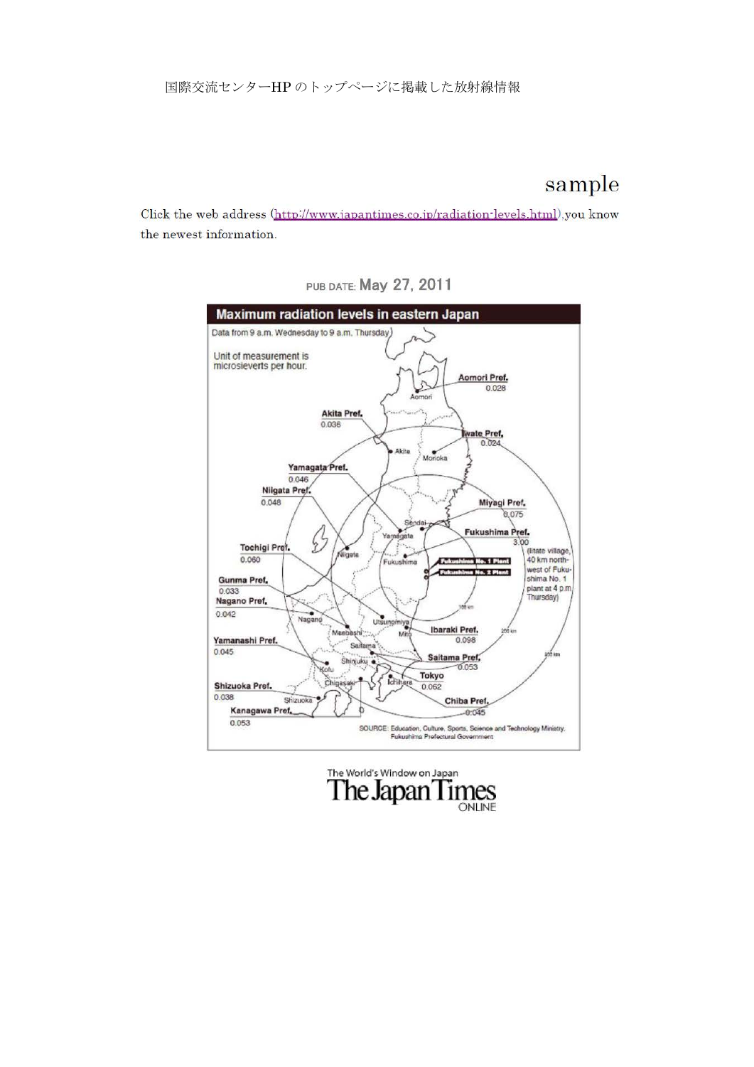国際交流センターHPのトップページに掲載した放射線情報

sample

Click the web address (http://www.japantimes.co.jp/radiation-levels.html),you know the newest information.

PUB DATE: May 27, 2011

**Maximum radiation levels in eastern Japan**

Data from 9 a.m. Wednesday to 9 a.m. Thursday

Unit of measurement is microsieverts per hour.

Aomori Pref. 0.028

Akita Pref. 0.036

Iwate Pref. 0.024

Yamagata Pref. 0.046

Niigata Pref. 0.048

Miyagi Pref. 0.075

Fukushima Pref. 3.00 (Iitate village, 40 km northwest of Fukushima No. 1 plant at 4 p.m. Thursday)

Tochigi Pref. 0.060

Gunma Pref. 0.033

Nagano Pref. 0.042

Ibaraki Pref. 0.098

Yamanashi Pref. 0.045

Saitama Pref. 0.053

Tokyo 0.062

Shizuoka Pref. 0.038

Chiba Pref. 0.045

Kanagawa Pref. 0.053

Aomori, Akita, Morioka, Sendai, Yamagata, Niigata, Fukushima, Fukushima No. 1 Plant, Fukushima No. 2 Plant, Utsunomiya, Mito, Nagano, Maebashi, Saitama, Shinjuku, Kofu, Chigasaki, Ichihara, Shizuoka

100 km, 200 km, 300 km

SOURCE: Education, Culture, Sports, Science and Technology Ministry, Fukushima Prefectural Government

The World's Window on Japan
The Japan Times ONLINE